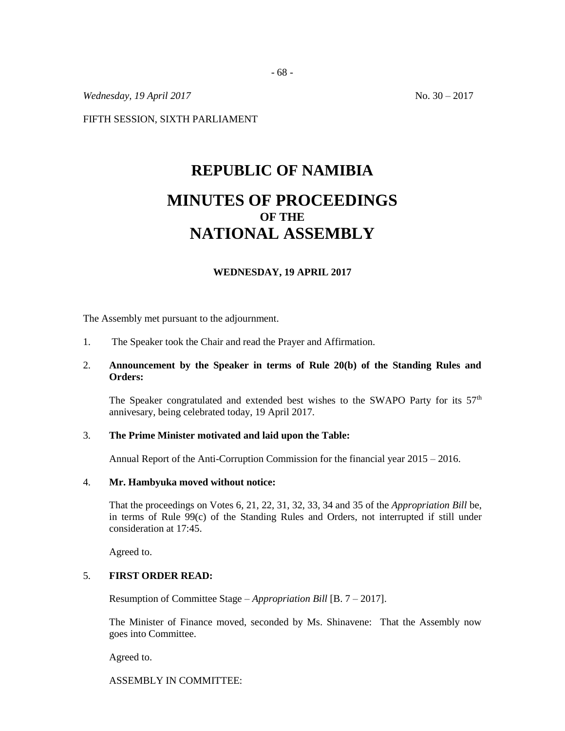*Wednesday, 19 April 2017* No. 30 – 2017

FIFTH SESSION, SIXTH PARLIAMENT

# REPUBLIC OF NAMIBIA

# MINUTES OF PROCEEDINGS
## OF THE
# NATIONAL ASSEMBLY

**WEDNESDAY, 19 APRIL 2017**

The Assembly met pursuant to the adjournment.

1. The Speaker took the Chair and read the Prayer and Affirmation.

2. **Announcement by the Speaker in terms of Rule 20(b) of the Standing Rules and Orders:**

   The Speaker congratulated and extended best wishes to the SWAPO Party for its 57th annivesary, being celebrated today, 19 April 2017.

3. **The Prime Minister motivated and laid upon the Table:**

   Annual Report of the Anti-Corruption Commission for the financial year 2015 – 2016.

4. **Mr. Hambyuka moved without notice:**

   That the proceedings on Votes 6, 21, 22, 31, 32, 33, 34 and 35 of the *Appropriation Bill* be, in terms of Rule 99(c) of the Standing Rules and Orders, not interrupted if still under consideration at 17:45.

   Agreed to.

5. **FIRST ORDER READ:**

   Resumption of Committee Stage – *Appropriation Bill* [B. 7 – 2017].

   The Minister of Finance moved, seconded by Ms. Shinavene: That the Assembly now goes into Committee.

   Agreed to.

   ASSEMBLY IN COMMITTEE: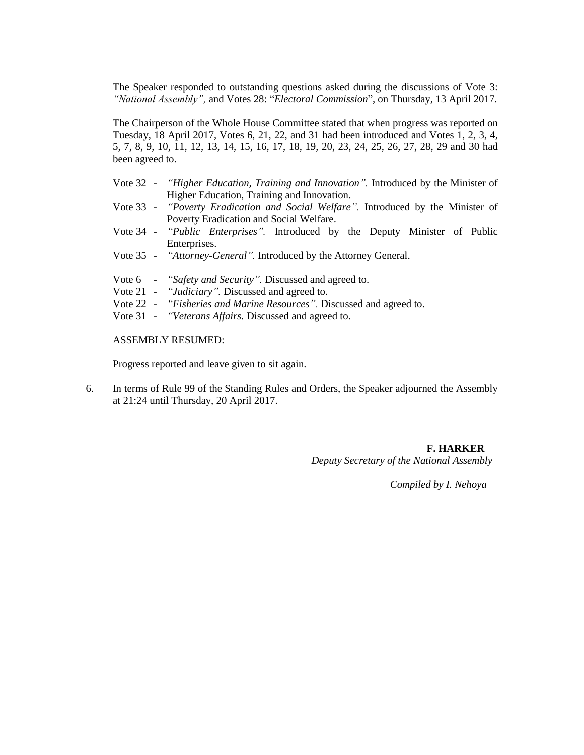The Speaker responded to outstanding questions asked during the discussions of Vote 3: *"National Assembly",* and Votes 28: "*Electoral Commission*", on Thursday, 13 April 2017.

The Chairperson of the Whole House Committee stated that when progress was reported on Tuesday, 18 April 2017, Votes 6, 21, 22, and 31 had been introduced and Votes 1, 2, 3, 4, 5, 7, 8, 9, 10, 11, 12, 13, 14, 15, 16, 17, 18, 19, 20, 23, 24, 25, 26, 27, 28, 29 and 30 had been agreed to.

Vote 32 - *"Higher Education, Training and Innovation".* Introduced by the Minister of Higher Education, Training and Innovation.
Vote 33 - *"Poverty Eradication and Social Welfare".* Introduced by the Minister of Poverty Eradication and Social Welfare.
Vote 34 - *"Public Enterprises".* Introduced by the Deputy Minister of Public Enterprises.
Vote 35 - *"Attorney-General".* Introduced by the Attorney General.

Vote 6 - *"Safety and Security".* Discussed and agreed to.
Vote 21 - *"Judiciary".* Discussed and agreed to.
Vote 22 - *"Fisheries and Marine Resources".* Discussed and agreed to.
Vote 31 - *"Veterans Affairs.* Discussed and agreed to.

ASSEMBLY RESUMED:

Progress reported and leave given to sit again.

6. In terms of Rule 99 of the Standing Rules and Orders, the Speaker adjourned the Assembly at 21:24 until Thursday, 20 April 2017.

**F. HARKER**
*Deputy Secretary of the National Assembly*

*Compiled by I. Nehoya*